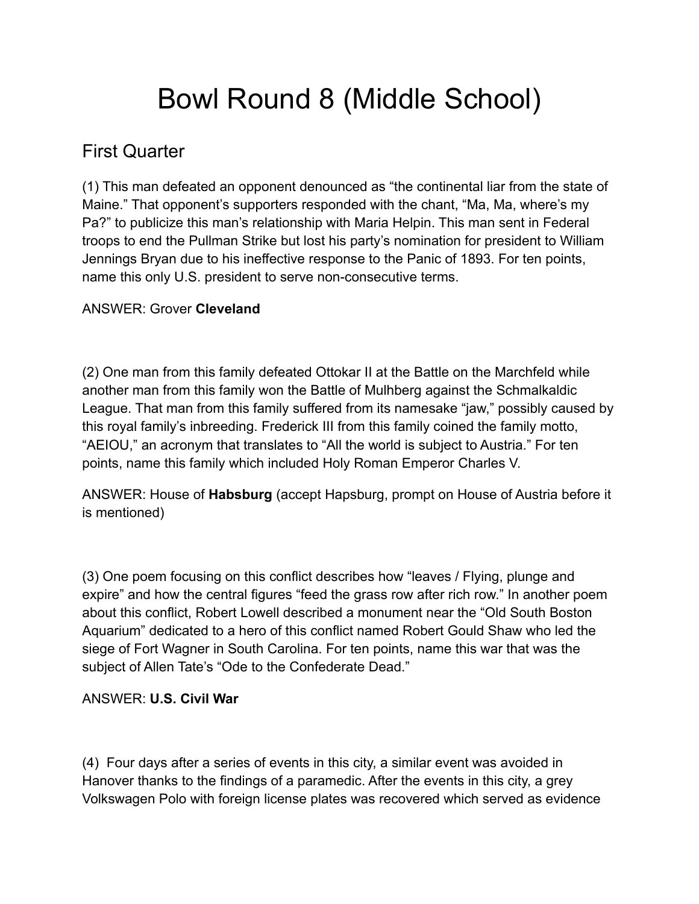# Bowl Round 8 (Middle School)

## First Quarter

(1) This man defeated an opponent denounced as “the continental liar from the state of Maine.” That opponent’s supporters responded with the chant, “Ma, Ma, where’s my Pa?” to publicize this man’s relationship with Maria Helpin. This man sent in Federal troops to end the Pullman Strike but lost his party’s nomination for president to William Jennings Bryan due to his ineffective response to the Panic of 1893. For ten points, name this only U.S. president to serve non-consecutive terms.

ANSWER: Grover **Cleveland**

(2) One man from this family defeated Ottokar II at the Battle on the Marchfeld while another man from this family won the Battle of Mulhberg against the Schmalkaldic League. That man from this family suffered from its namesake “jaw,” possibly caused by this royal family’s inbreeding. Frederick III from this family coined the family motto, “AEIOU,” an acronym that translates to “All the world is subject to Austria.” For ten points, name this family which included Holy Roman Emperor Charles V.

ANSWER: House of **Habsburg** (accept Hapsburg, prompt on House of Austria before it is mentioned)

(3) One poem focusing on this conflict describes how “leaves / Flying, plunge and expire” and how the central figures “feed the grass row after rich row.” In another poem about this conflict, Robert Lowell described a monument near the “Old South Boston Aquarium” dedicated to a hero of this conflict named Robert Gould Shaw who led the siege of Fort Wagner in South Carolina. For ten points, name this war that was the subject of Allen Tate’s “Ode to the Confederate Dead.”

ANSWER: **U.S. Civil War**

(4) Four days after a series of events in this city, a similar event was avoided in Hanover thanks to the findings of a paramedic. After the events in this city, a grey Volkswagen Polo with foreign license plates was recovered which served as evidence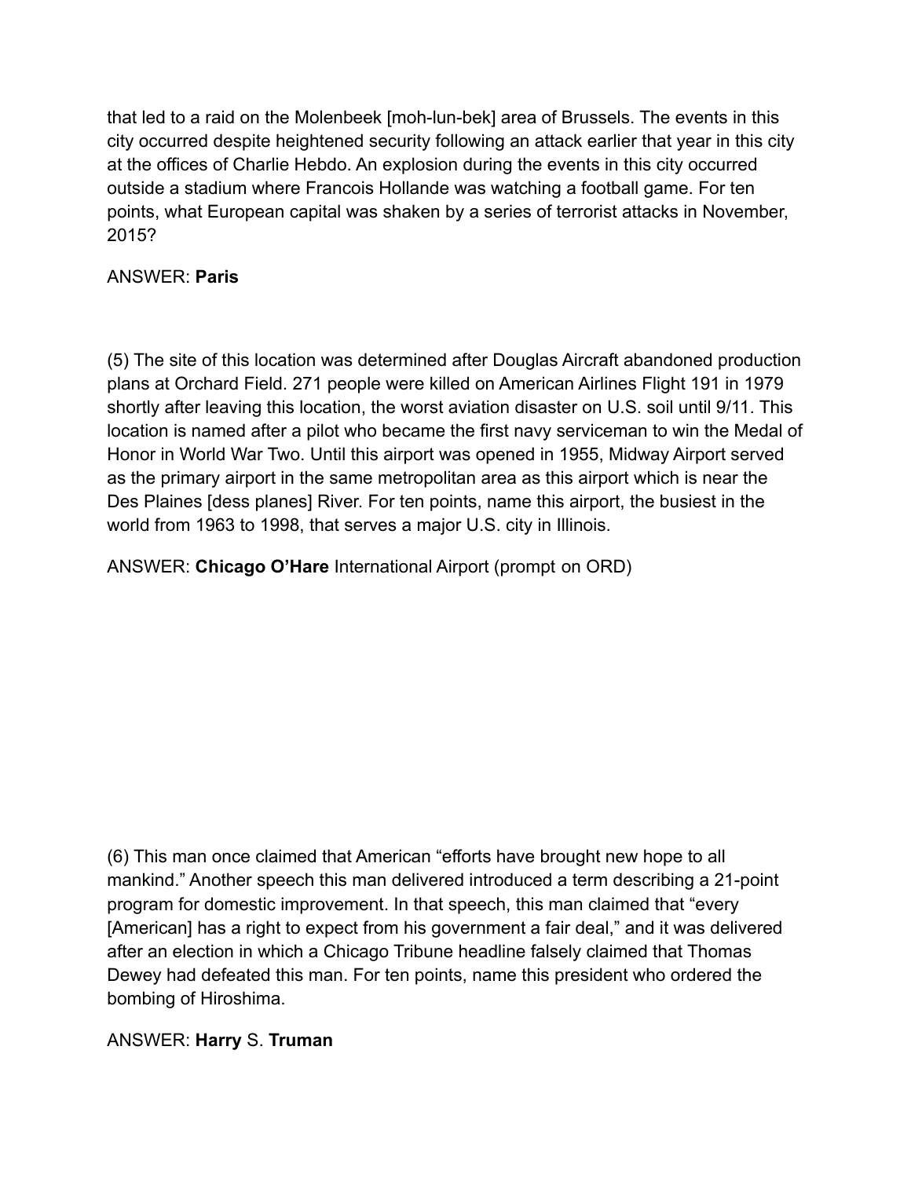that led to a raid on the Molenbeek [moh-lun-bek] area of Brussels. The events in this city occurred despite heightened security following an attack earlier that year in this city at the offices of Charlie Hebdo. An explosion during the events in this city occurred outside a stadium where Francois Hollande was watching a football game. For ten points, what European capital was shaken by a series of terrorist attacks in November, 2015?

ANSWER: **Paris**

(5) The site of this location was determined after Douglas Aircraft abandoned production plans at Orchard Field. 271 people were killed on American Airlines Flight 191 in 1979 shortly after leaving this location, the worst aviation disaster on U.S. soil until 9/11. This location is named after a pilot who became the first navy serviceman to win the Medal of Honor in World War Two. Until this airport was opened in 1955, Midway Airport served as the primary airport in the same metropolitan area as this airport which is near the Des Plaines [dess planes] River. For ten points, name this airport, the busiest in the world from 1963 to 1998, that serves a major U.S. city in Illinois.

ANSWER: **Chicago O'Hare** International Airport (prompt on ORD)

(6) This man once claimed that American "efforts have brought new hope to all mankind." Another speech this man delivered introduced a term describing a 21-point program for domestic improvement. In that speech, this man claimed that "every [American] has a right to expect from his government a fair deal," and it was delivered after an election in which a Chicago Tribune headline falsely claimed that Thomas Dewey had defeated this man. For ten points, name this president who ordered the bombing of Hiroshima.

ANSWER: **Harry** S. **Truman**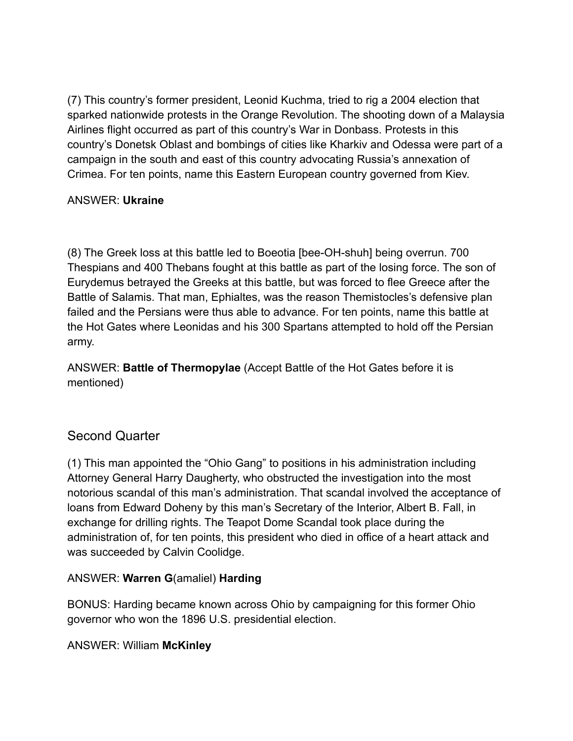(7) This country's former president, Leonid Kuchma, tried to rig a 2004 election that sparked nationwide protests in the Orange Revolution. The shooting down of a Malaysia Airlines flight occurred as part of this country's War in Donbass. Protests in this country's Donetsk Oblast and bombings of cities like Kharkiv and Odessa were part of a campaign in the south and east of this country advocating Russia's annexation of Crimea. For ten points, name this Eastern European country governed from Kiev.

ANSWER: **Ukraine**

(8) The Greek loss at this battle led to Boeotia [bee-OH-shuh] being overrun. 700 Thespians and 400 Thebans fought at this battle as part of the losing force. The son of Eurydemus betrayed the Greeks at this battle, but was forced to flee Greece after the Battle of Salamis. That man, Ephialtes, was the reason Themistocles's defensive plan failed and the Persians were thus able to advance. For ten points, name this battle at the Hot Gates where Leonidas and his 300 Spartans attempted to hold off the Persian army.

ANSWER: **Battle of Thermopylae** (Accept Battle of the Hot Gates before it is mentioned)

## Second Quarter

(1) This man appointed the "Ohio Gang" to positions in his administration including Attorney General Harry Daugherty, who obstructed the investigation into the most notorious scandal of this man's administration. That scandal involved the acceptance of loans from Edward Doheny by this man's Secretary of the Interior, Albert B. Fall, in exchange for drilling rights. The Teapot Dome Scandal took place during the administration of, for ten points, this president who died in office of a heart attack and was succeeded by Calvin Coolidge.

ANSWER: **Warren G**(amaliel) **Harding**

BONUS: Harding became known across Ohio by campaigning for this former Ohio governor who won the 1896 U.S. presidential election.

ANSWER: William **McKinley**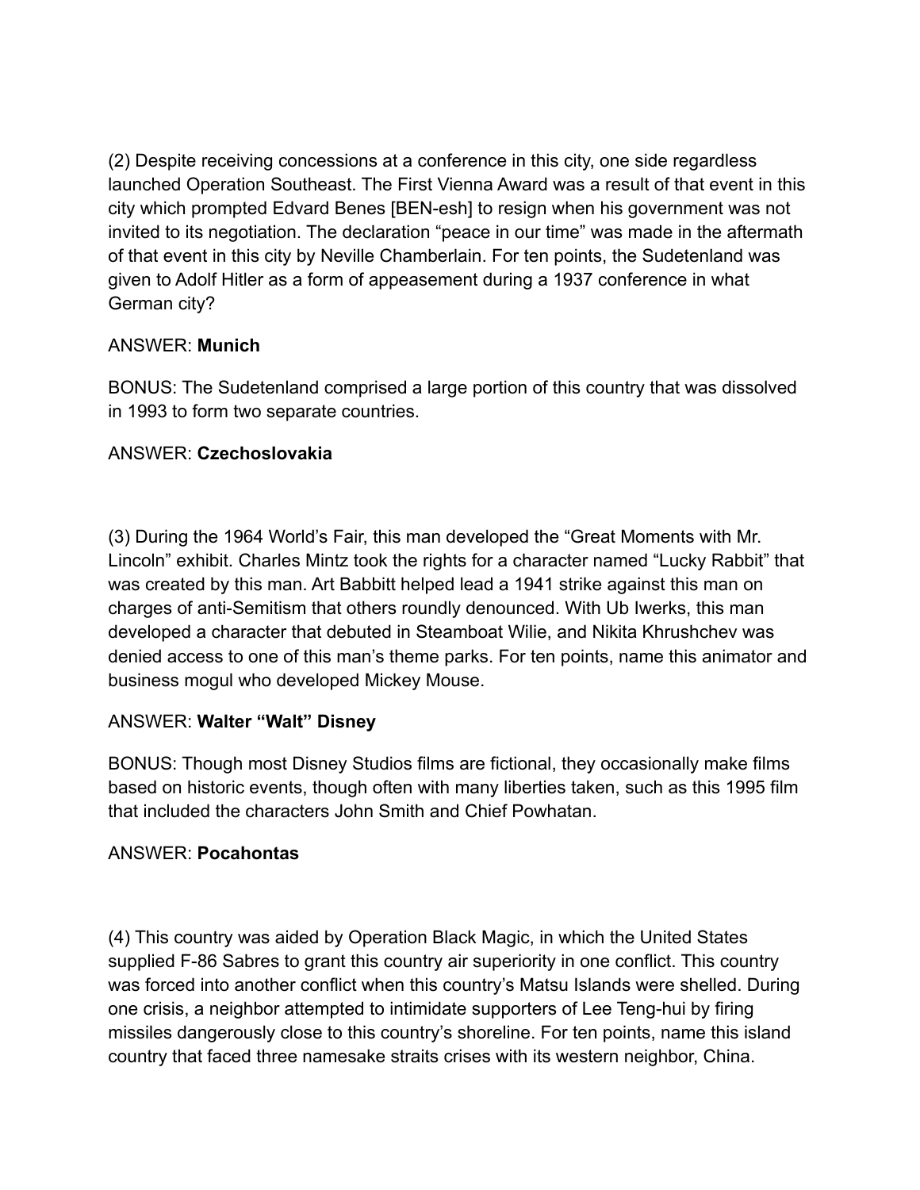(2) Despite receiving concessions at a conference in this city, one side regardless launched Operation Southeast. The First Vienna Award was a result of that event in this city which prompted Edvard Benes [BEN-esh] to resign when his government was not invited to its negotiation. The declaration “peace in our time” was made in the aftermath of that event in this city by Neville Chamberlain. For ten points, the Sudetenland was given to Adolf Hitler as a form of appeasement during a 1937 conference in what German city?

ANSWER: **Munich**

BONUS: The Sudetenland comprised a large portion of this country that was dissolved in 1993 to form two separate countries.

ANSWER: **Czechoslovakia**

(3) During the 1964 World’s Fair, this man developed the “Great Moments with Mr. Lincoln” exhibit. Charles Mintz took the rights for a character named “Lucky Rabbit” that was created by this man. Art Babbitt helped lead a 1941 strike against this man on charges of anti-Semitism that others roundly denounced. With Ub Iwerks, this man developed a character that debuted in Steamboat Wilie, and Nikita Khrushchev was denied access to one of this man’s theme parks. For ten points, name this animator and business mogul who developed Mickey Mouse.

ANSWER: **Walter “Walt” Disney**

BONUS: Though most Disney Studios films are fictional, they occasionally make films based on historic events, though often with many liberties taken, such as this 1995 film that included the characters John Smith and Chief Powhatan.

ANSWER: **Pocahontas**

(4) This country was aided by Operation Black Magic, in which the United States supplied F-86 Sabres to grant this country air superiority in one conflict. This country was forced into another conflict when this country’s Matsu Islands were shelled. During one crisis, a neighbor attempted to intimidate supporters of Lee Teng-hui by firing missiles dangerously close to this country’s shoreline. For ten points, name this island country that faced three namesake straits crises with its western neighbor, China.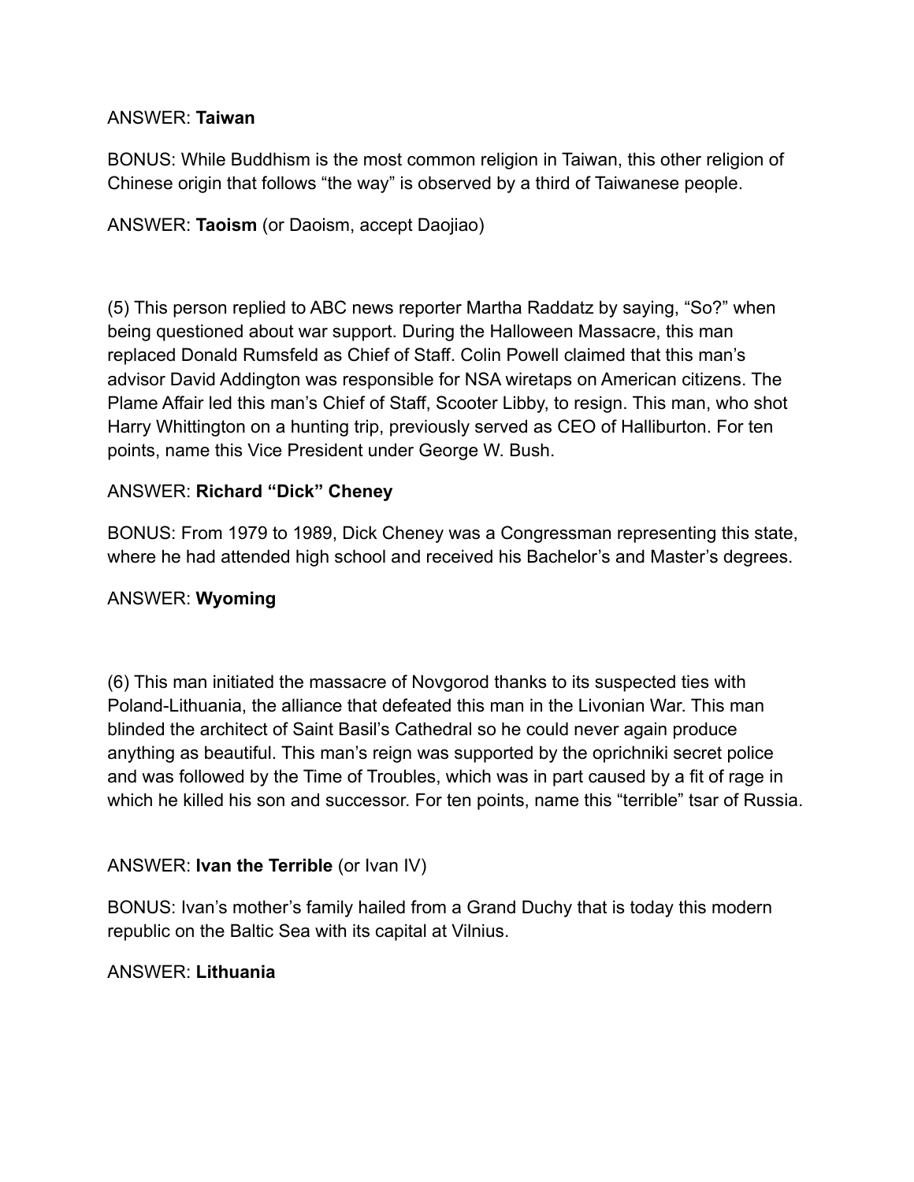ANSWER: **Taiwan**

BONUS: While Buddhism is the most common religion in Taiwan, this other religion of Chinese origin that follows “the way” is observed by a third of Taiwanese people.

ANSWER: **Taoism** (or Daoism, accept Daojiao)

(5) This person replied to ABC news reporter Martha Raddatz by saying, “So?” when being questioned about war support. During the Halloween Massacre, this man replaced Donald Rumsfeld as Chief of Staff. Colin Powell claimed that this man’s advisor David Addington was responsible for NSA wiretaps on American citizens. The Plame Affair led this man’s Chief of Staff, Scooter Libby, to resign. This man, who shot Harry Whittington on a hunting trip, previously served as CEO of Halliburton. For ten points, name this Vice President under George W. Bush.

ANSWER: **Richard “Dick” Cheney**

BONUS: From 1979 to 1989, Dick Cheney was a Congressman representing this state, where he had attended high school and received his Bachelor’s and Master’s degrees.

ANSWER: **Wyoming**

(6) This man initiated the massacre of Novgorod thanks to its suspected ties with Poland-Lithuania, the alliance that defeated this man in the Livonian War. This man blinded the architect of Saint Basil’s Cathedral so he could never again produce anything as beautiful. This man’s reign was supported by the oprichniki secret police and was followed by the Time of Troubles, which was in part caused by a fit of rage in which he killed his son and successor. For ten points, name this “terrible” tsar of Russia.

ANSWER: **Ivan the Terrible** (or Ivan IV)

BONUS: Ivan’s mother’s family hailed from a Grand Duchy that is today this modern republic on the Baltic Sea with its capital at Vilnius.

ANSWER: **Lithuania**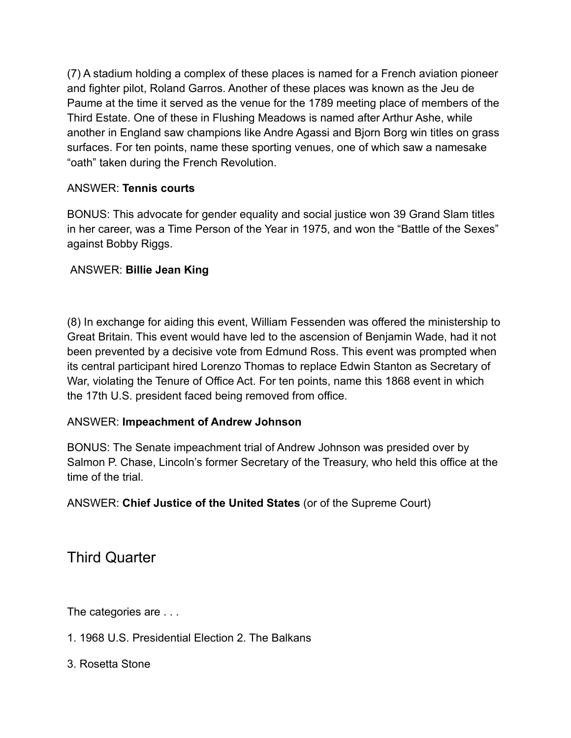(7) A stadium holding a complex of these places is named for a French aviation pioneer and fighter pilot, Roland Garros. Another of these places was known as the Jeu de Paume at the time it served as the venue for the 1789 meeting place of members of the Third Estate. One of these in Flushing Meadows is named after Arthur Ashe, while another in England saw champions like Andre Agassi and Bjorn Borg win titles on grass surfaces. For ten points, name these sporting venues, one of which saw a namesake "oath" taken during the French Revolution.

ANSWER: **Tennis courts**

BONUS: This advocate for gender equality and social justice won 39 Grand Slam titles in her career, was a Time Person of the Year in 1975, and won the "Battle of the Sexes" against Bobby Riggs.

ANSWER: **Billie Jean King**

(8) In exchange for aiding this event, William Fessenden was offered the ministership to Great Britain. This event would have led to the ascension of Benjamin Wade, had it not been prevented by a decisive vote from Edmund Ross. This event was prompted when its central participant hired Lorenzo Thomas to replace Edwin Stanton as Secretary of War, violating the Tenure of Office Act. For ten points, name this 1868 event in which the 17th U.S. president faced being removed from office.

ANSWER: **Impeachment of Andrew Johnson**

BONUS: The Senate impeachment trial of Andrew Johnson was presided over by Salmon P. Chase, Lincoln's former Secretary of the Treasury, who held this office at the time of the trial.

ANSWER: **Chief Justice of the United States** (or of the Supreme Court)

## Third Quarter

The categories are . . .

1. 1968 U.S. Presidential Election 2. The Balkans

3. Rosetta Stone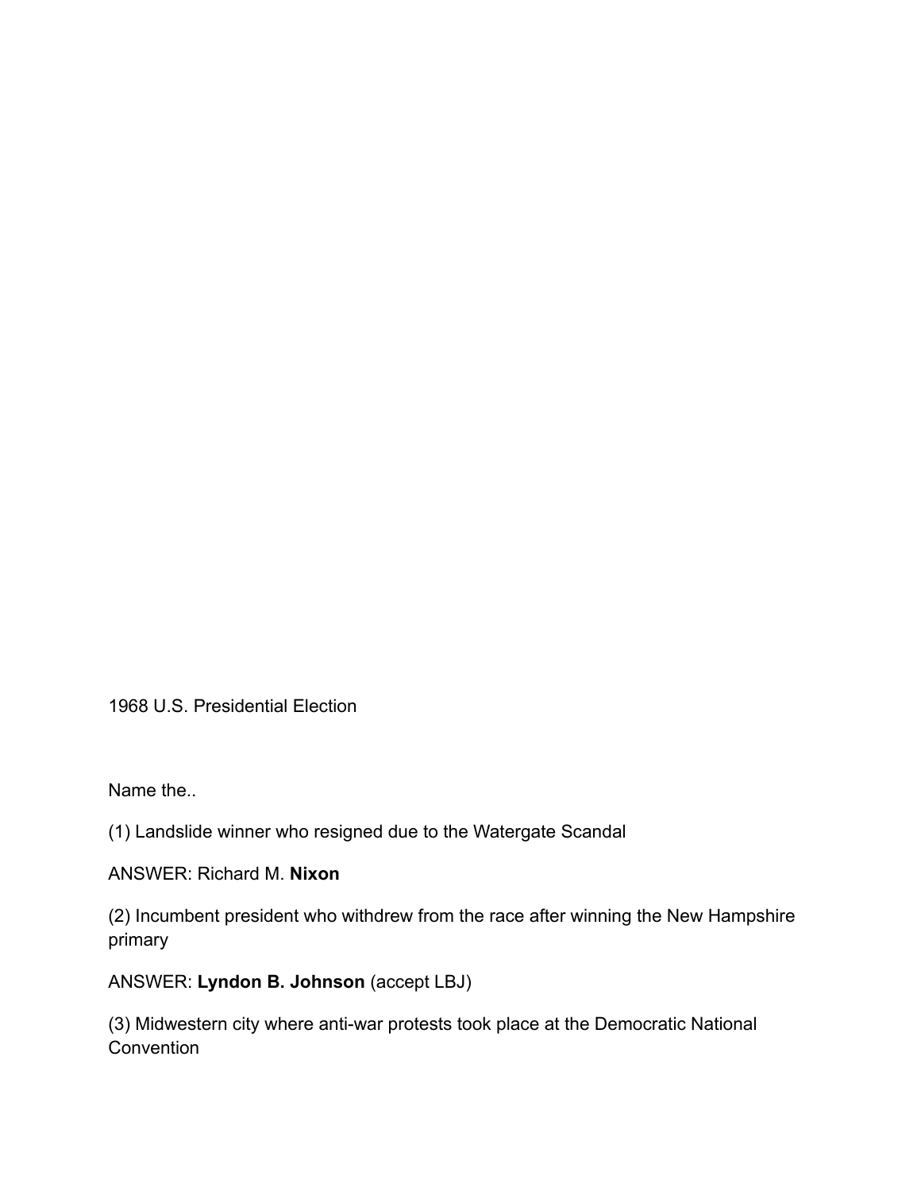1968 U.S. Presidential Election

Name the..

(1) Landslide winner who resigned due to the Watergate Scandal

ANSWER: Richard M. **Nixon**

(2) Incumbent president who withdrew from the race after winning the New Hampshire primary

ANSWER: **Lyndon B. Johnson** (accept LBJ)

(3) Midwestern city where anti-war protests took place at the Democratic National Convention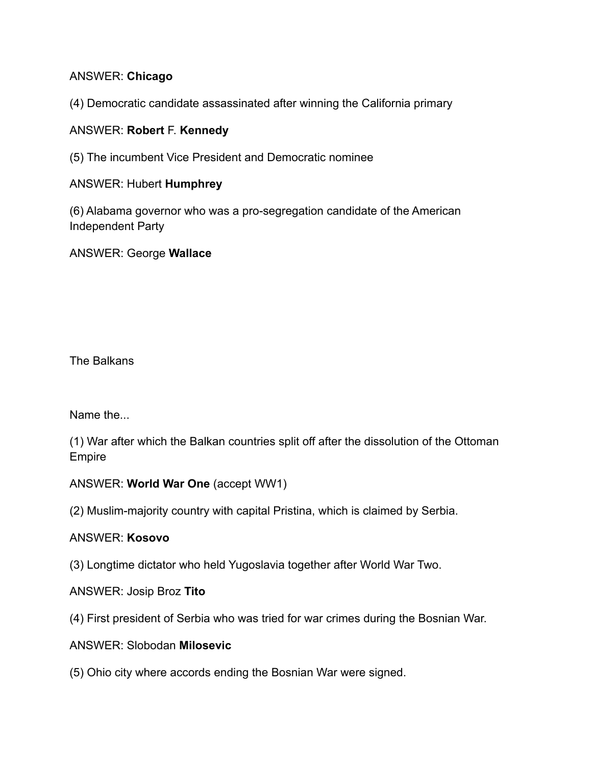ANSWER: **Chicago**

(4) Democratic candidate assassinated after winning the California primary

ANSWER: **Robert** F. **Kennedy**

(5) The incumbent Vice President and Democratic nominee

ANSWER: Hubert **Humphrey**

(6) Alabama governor who was a pro-segregation candidate of the American Independent Party

ANSWER: George **Wallace**

The Balkans

Name the...

(1) War after which the Balkan countries split off after the dissolution of the Ottoman Empire

ANSWER: **World War One** (accept WW1)

(2) Muslim-majority country with capital Pristina, which is claimed by Serbia.

ANSWER: **Kosovo**

(3) Longtime dictator who held Yugoslavia together after World War Two.

ANSWER: Josip Broz **Tito**

(4) First president of Serbia who was tried for war crimes during the Bosnian War.

ANSWER: Slobodan **Milosevic**

(5) Ohio city where accords ending the Bosnian War were signed.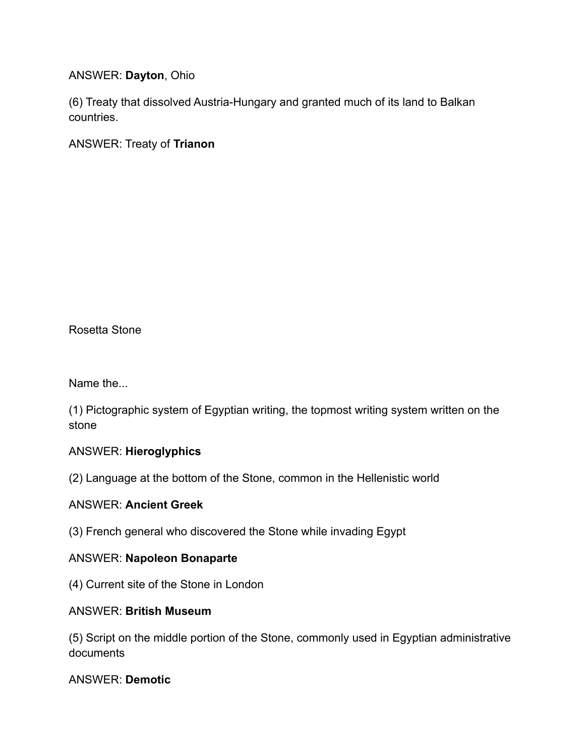ANSWER: **Dayton**, Ohio

(6) Treaty that dissolved Austria-Hungary and granted much of its land to Balkan countries.

ANSWER: Treaty of **Trianon**

Rosetta Stone

Name the...

(1) Pictographic system of Egyptian writing, the topmost writing system written on the stone

ANSWER: **Hieroglyphics**

(2) Language at the bottom of the Stone, common in the Hellenistic world

ANSWER: **Ancient Greek**

(3) French general who discovered the Stone while invading Egypt

ANSWER: **Napoleon Bonaparte**

(4) Current site of the Stone in London

ANSWER: **British Museum**

(5) Script on the middle portion of the Stone, commonly used in Egyptian administrative documents

ANSWER: **Demotic**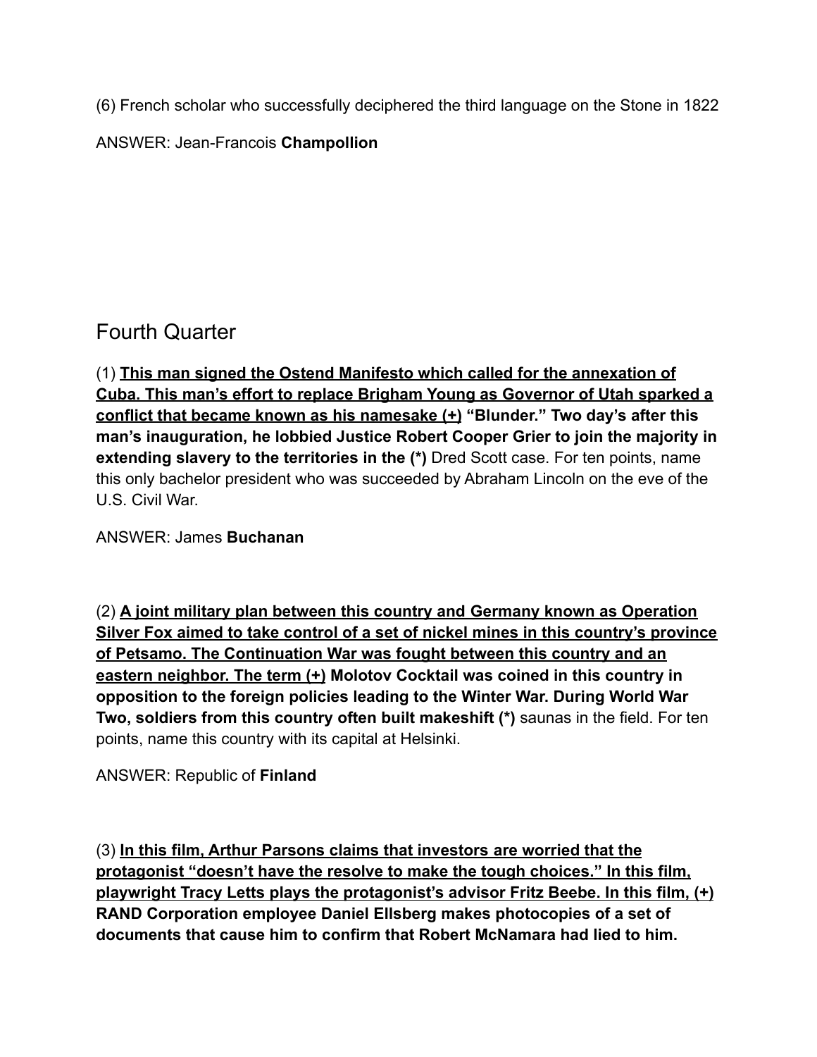(6) French scholar who successfully deciphered the third language on the Stone in 1822

ANSWER: Jean-Francois **Champollion**

## Fourth Quarter

(1) <u>**This man signed the Ostend Manifesto which called for the annexation of Cuba. This man's effort to replace Brigham Young as Governor of Utah sparked a conflict that became known as his namesake (+)**</u> **"Blunder." Two day's after this man's inauguration, he lobbied Justice Robert Cooper Grier to join the majority in extending slavery to the territories in the (*)** Dred Scott case. For ten points, name this only bachelor president who was succeeded by Abraham Lincoln on the eve of the U.S. Civil War.

ANSWER: James **Buchanan**

(2) <u>**A joint military plan between this country and Germany known as Operation Silver Fox aimed to take control of a set of nickel mines in this country's province of Petsamo. The Continuation War was fought between this country and an eastern neighbor. The term (+)**</u> **Molotov Cocktail was coined in this country in opposition to the foreign policies leading to the Winter War. During World War Two, soldiers from this country often built makeshift (*)** saunas in the field. For ten points, name this country with its capital at Helsinki.

ANSWER: Republic of **Finland**

(3) <u>**In this film, Arthur Parsons claims that investors are worried that the protagonist "doesn't have the resolve to make the tough choices." In this film, playwright Tracy Letts plays the protagonist's advisor Fritz Beebe. In this film, (+)**</u> **RAND Corporation employee Daniel Ellsberg makes photocopies of a set of documents that cause him to confirm that Robert McNamara had lied to him.**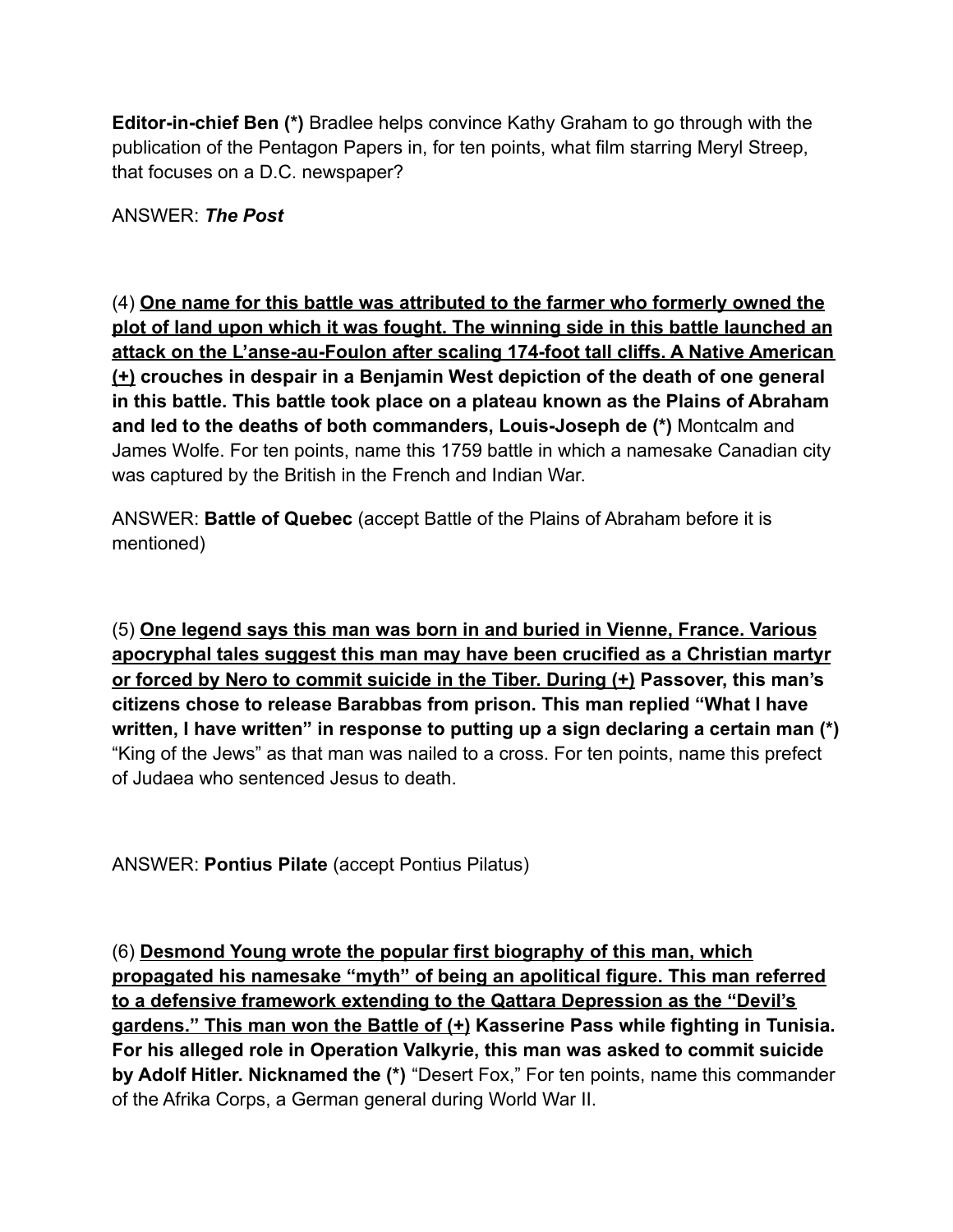**Editor-in-chief Ben (*)** Bradlee helps convince Kathy Graham to go through with the publication of the Pentagon Papers in, for ten points, what film starring Meryl Streep, that focuses on a D.C. newspaper?

ANSWER: ***The Post***

(4) <u>**One name for this battle was attributed to the farmer who formerly owned the plot of land upon which it was fought. The winning side in this battle launched an attack on the L'anse-au-Foulon after scaling 174-foot tall cliffs. A Native American (+)**</u> **crouches in despair in a Benjamin West depiction of the death of one general in this battle. This battle took place on a plateau known as the Plains of Abraham and led to the deaths of both commanders, Louis-Joseph de (*)** Montcalm and James Wolfe. For ten points, name this 1759 battle in which a namesake Canadian city was captured by the British in the French and Indian War.

ANSWER: **Battle of Quebec** (accept Battle of the Plains of Abraham before it is mentioned)

(5) <u>**One legend says this man was born in and buried in Vienne, France. Various apocryphal tales suggest this man may have been crucified as a Christian martyr or forced by Nero to commit suicide in the Tiber. During (+)**</u> **Passover, this man's citizens chose to release Barabbas from prison. This man replied "What I have written, I have written" in response to putting up a sign declaring a certain man (*)** "King of the Jews" as that man was nailed to a cross. For ten points, name this prefect of Judaea who sentenced Jesus to death.

ANSWER: **Pontius Pilate** (accept Pontius Pilatus)

(6) <u>**Desmond Young wrote the popular first biography of this man, which propagated his namesake "myth" of being an apolitical figure. This man referred to a defensive framework extending to the Qattara Depression as the "Devil's gardens." This man won the Battle of (+)**</u> **Kasserine Pass while fighting in Tunisia. For his alleged role in Operation Valkyrie, this man was asked to commit suicide by Adolf Hitler. Nicknamed the (*)** "Desert Fox," For ten points, name this commander of the Afrika Corps, a German general during World War II.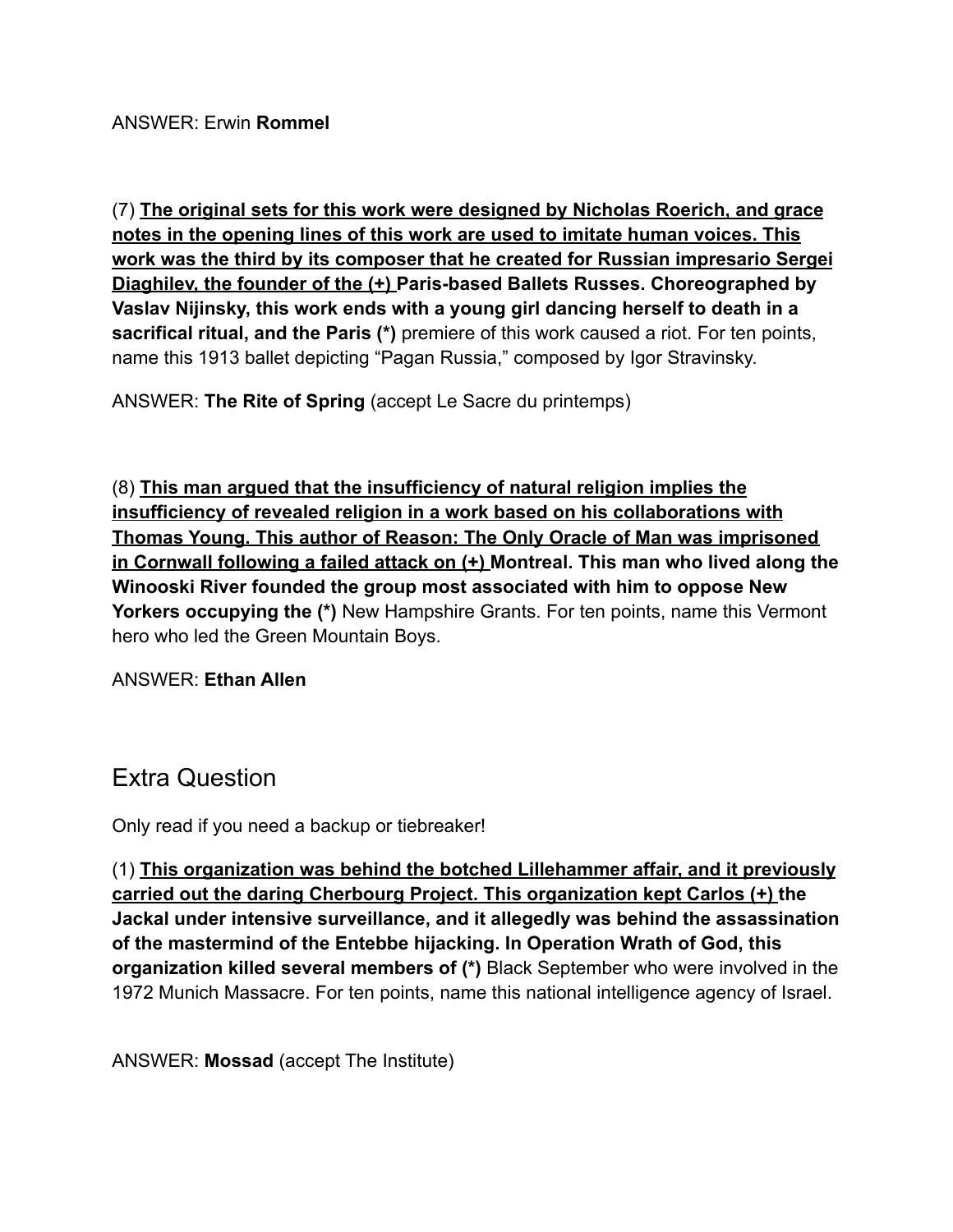ANSWER: Erwin **Rommel**

(7) <u>**The original sets for this work were designed by Nicholas Roerich, and grace notes in the opening lines of this work are used to imitate human voices. This work was the third by its composer that he created for Russian impresario Sergei Diaghilev, the founder of the (+)**</u> **Paris-based Ballets Russes. Choreographed by Vaslav Nijinsky, this work ends with a young girl dancing herself to death in a sacrifical ritual, and the Paris (*)** premiere of this work caused a riot. For ten points, name this 1913 ballet depicting "Pagan Russia," composed by Igor Stravinsky.

ANSWER: **The Rite of Spring** (accept Le Sacre du printemps)

(8) <u>**This man argued that the insufficiency of natural religion implies the insufficiency of revealed religion in a work based on his collaborations with Thomas Young. This author of Reason: The Only Oracle of Man was imprisoned in Cornwall following a failed attack on (+)**</u> **Montreal. This man who lived along the Winooski River founded the group most associated with him to oppose New Yorkers occupying the (*)** New Hampshire Grants. For ten points, name this Vermont hero who led the Green Mountain Boys.

ANSWER: **Ethan Allen**

## Extra Question

Only read if you need a backup or tiebreaker!

(1) <u>**This organization was behind the botched Lillehammer affair, and it previously carried out the daring Cherbourg Project. This organization kept Carlos (+)**</u> **the Jackal under intensive surveillance, and it allegedly was behind the assassination of the mastermind of the Entebbe hijacking. In Operation Wrath of God, this organization killed several members of (*)** Black September who were involved in the 1972 Munich Massacre. For ten points, name this national intelligence agency of Israel.

ANSWER: **Mossad** (accept The Institute)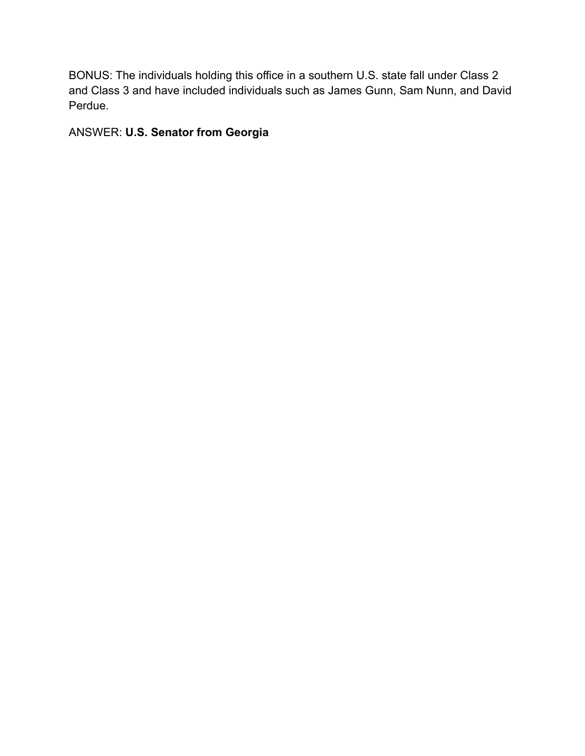BONUS: The individuals holding this office in a southern U.S. state fall under Class 2 and Class 3 and have included individuals such as James Gunn, Sam Nunn, and David Perdue.

ANSWER: **U.S. Senator from Georgia**